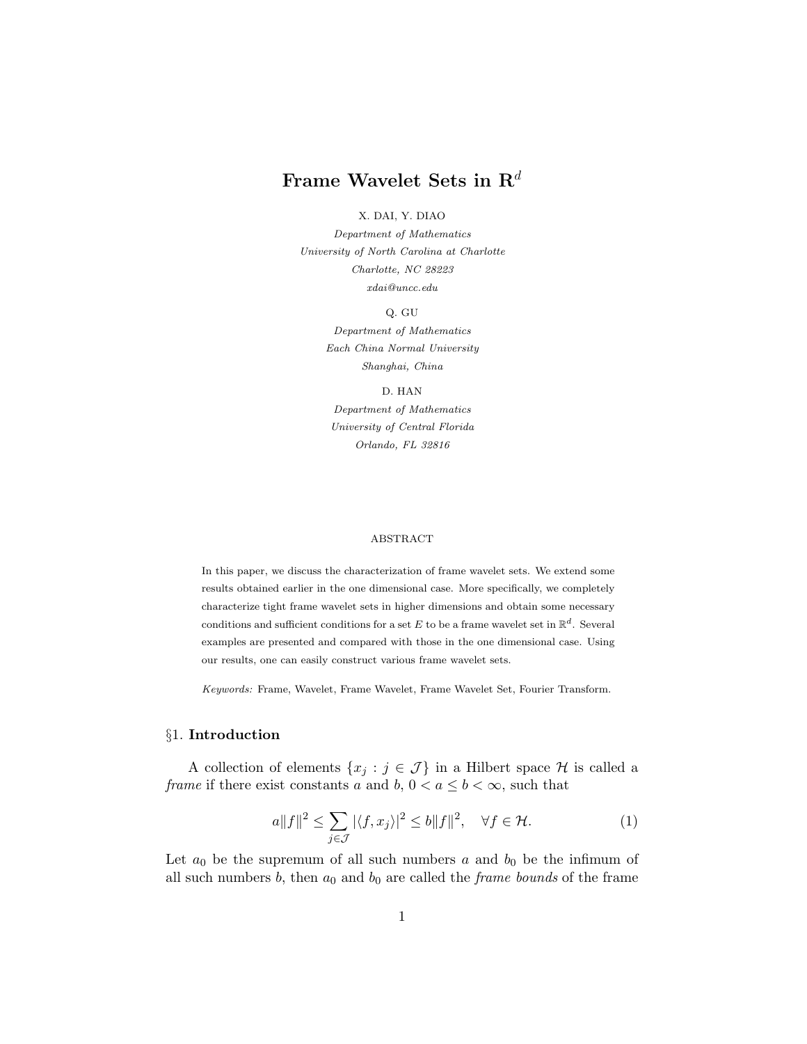# Frame Wavelet Sets in $\mathbf{R}^d$

X. DAI, Y. DIAO

*Department of Mathematics*
*University of North Carolina at Charlotte*
*Charlotte, NC 28223*
*xdai@uncc.edu*

Q. GU

*Department of Mathematics*
*Each China Normal University*
*Shanghai, China*

D. HAN

*Department of Mathematics*
*University of Central Florida*
*Orlando, FL 32816*

ABSTRACT

In this paper, we discuss the characterization of frame wavelet sets. We extend some results obtained earlier in the one dimensional case. More specifically, we completely characterize tight frame wavelet sets in higher dimensions and obtain some necessary conditions and sufficient conditions for a set $E$ to be a frame wavelet set in $\mathbb{R}^d$. Several examples are presented and compared with those in the one dimensional case. Using our results, one can easily construct various frame wavelet sets.

*Keywords:* Frame, Wavelet, Frame Wavelet, Frame Wavelet Set, Fourier Transform.

## §1. Introduction

A collection of elements $\{x_j : j \in \mathcal{J}\}$ in a Hilbert space $\mathcal{H}$ is called a *frame* if there exist constants $a$ and $b$, $0 < a \leq b < \infty$, such that

$$a\|f\|^2 \leq \sum_{j\in\mathcal{J}} |\langle f, x_j\rangle|^2 \leq b\|f\|^2, \quad \forall f \in \mathcal{H}. \tag{1}$$

Let $a_0$ be the supremum of all such numbers $a$ and $b_0$ be the infimum of all such numbers $b$, then $a_0$ and $b_0$ are called the *frame bounds* of the frame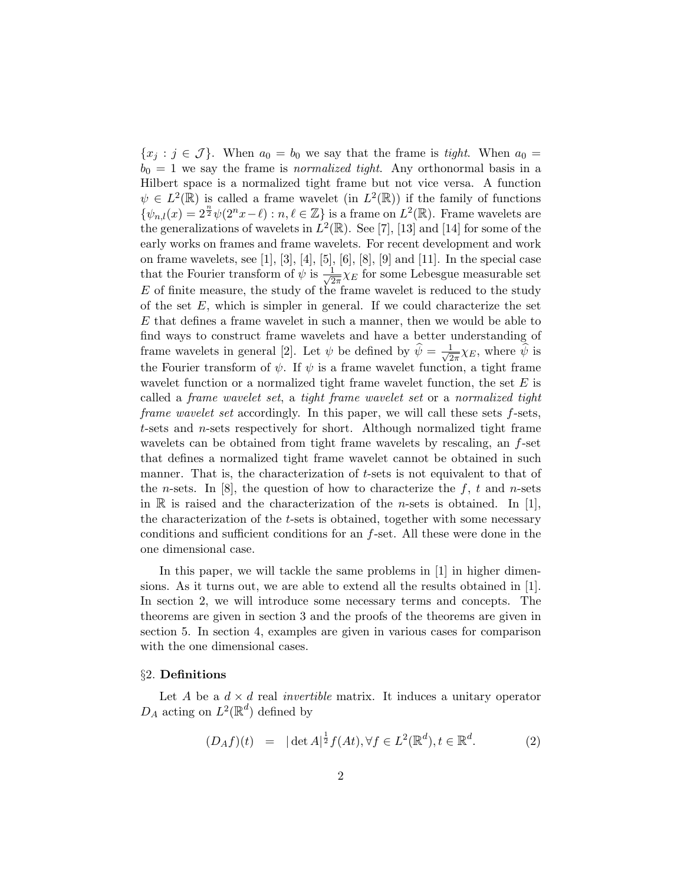$\{x_j : j \in \mathcal{J}\}$. When $a_0 = b_0$ we say that the frame is *tight*. When $a_0 = b_0 = 1$ we say the frame is *normalized tight*. Any orthonormal basis in a Hilbert space is a normalized tight frame but not vice versa. A function $\psi \in L^2(\mathbb{R})$ is called a frame wavelet (in $L^2(\mathbb{R})$) if the family of functions $\{\psi_{n,l}(x) = 2^{\frac{n}{2}}\psi(2^n x - \ell) : n, \ell \in \mathbb{Z}\}$ is a frame on $L^2(\mathbb{R})$. Frame wavelets are the generalizations of wavelets in $L^2(\mathbb{R})$. See [7], [13] and [14] for some of the early works on frames and frame wavelets. For recent development and work on frame wavelets, see [1], [3], [4], [5], [6], [8], [9] and [11]. In the special case that the Fourier transform of $\psi$ is $\frac{1}{\sqrt{2\pi}}\chi_E$ for some Lebesgue measurable set $E$ of finite measure, the study of the frame wavelet is reduced to the study of the set $E$, which is simpler in general. If we could characterize the set $E$ that defines a frame wavelet in such a manner, then we would be able to find ways to construct frame wavelets and have a better understanding of frame wavelets in general [2]. Let $\psi$ be defined by $\widehat{\psi} = \frac{1}{\sqrt{2\pi}}\chi_E$, where $\widehat{\psi}$ is the Fourier transform of $\psi$. If $\psi$ is a frame wavelet function, a tight frame wavelet function or a normalized tight frame wavelet function, the set $E$ is called a *frame wavelet set*, a *tight frame wavelet set* or a *normalized tight frame wavelet set* accordingly. In this paper, we will call these sets $f$-sets, $t$-sets and $n$-sets respectively for short. Although normalized tight frame wavelets can be obtained from tight frame wavelets by rescaling, an $f$-set that defines a normalized tight frame wavelet cannot be obtained in such manner. That is, the characterization of $t$-sets is not equivalent to that of the $n$-sets. In [8], the question of how to characterize the $f$, $t$ and $n$-sets in $\mathbb{R}$ is raised and the characterization of the $n$-sets is obtained. In [1], the characterization of the $t$-sets is obtained, together with some necessary conditions and sufficient conditions for an $f$-set. All these were done in the one dimensional case.

In this paper, we will tackle the same problems in [1] in higher dimensions. As it turns out, we are able to extend all the results obtained in [1]. In section 2, we will introduce some necessary terms and concepts. The theorems are given in section 3 and the proofs of the theorems are given in section 5. In section 4, examples are given in various cases for comparison with the one dimensional cases.

## §2. Definitions

Let $A$ be a $d \times d$ real *invertible* matrix. It induces a unitary operator $D_A$ acting on $L^2(\mathbb{R}^d)$ defined by

$$(D_A f)(t) \quad = \quad |\det A|^{\frac{1}{2}} f(At), \forall f \in L^2(\mathbb{R}^d), t \in \mathbb{R}^d. \tag{2}$$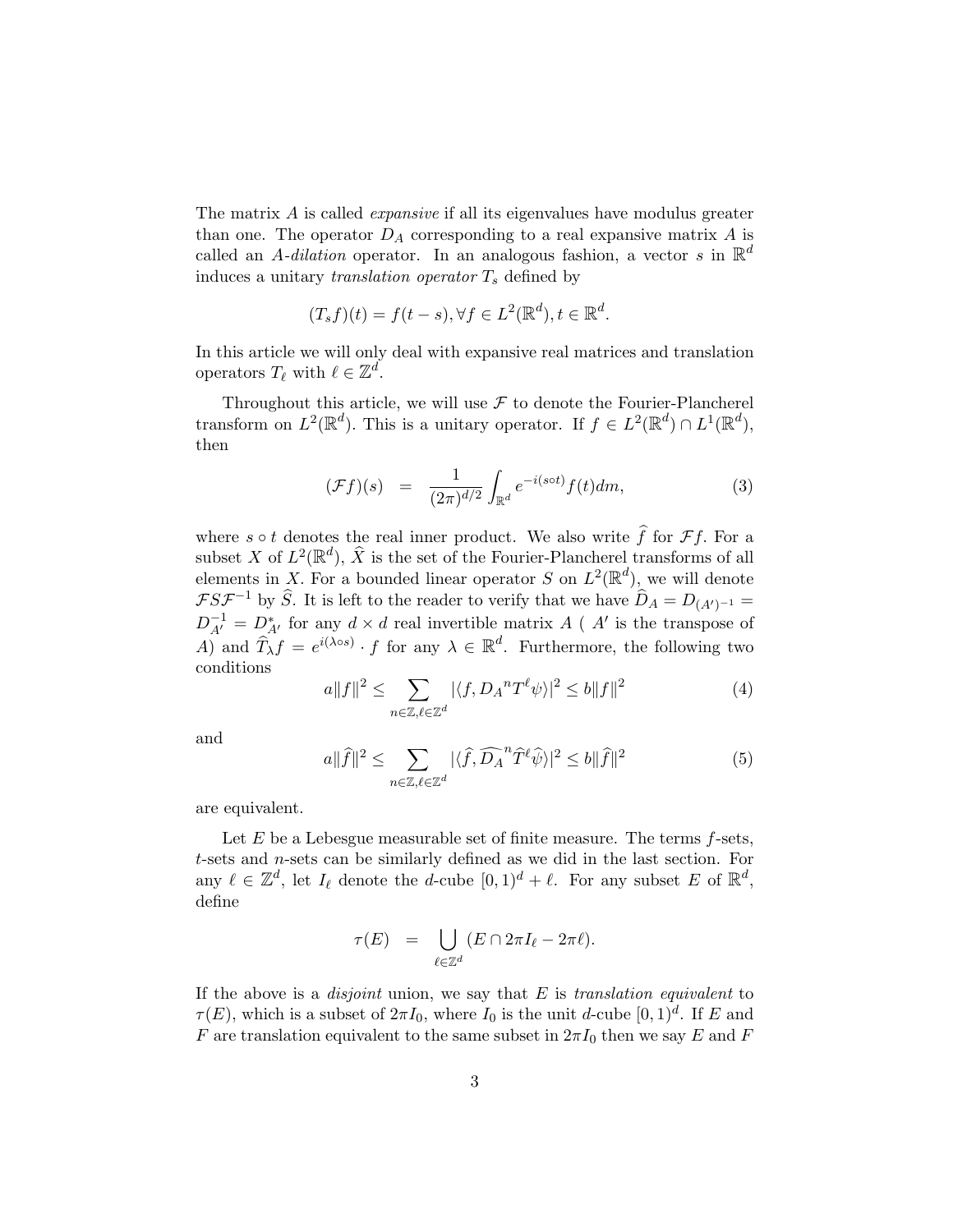The matrix $A$ is called *expansive* if all its eigenvalues have modulus greater than one. The operator $D_A$ corresponding to a real expansive matrix $A$ is called an $A$-*dilation* operator. In an analogous fashion, a vector $s$ in $\mathbb{R}^d$ induces a unitary *translation operator* $T_s$ defined by

$$(T_s f)(t) = f(t-s), \forall f \in L^2(\mathbb{R}^d), t \in \mathbb{R}^d.$$

In this article we will only deal with expansive real matrices and translation operators $T_\ell$ with $\ell \in \mathbb{Z}^d$.

Throughout this article, we will use $\mathcal{F}$ to denote the Fourier-Plancherel transform on $L^2(\mathbb{R}^d)$. This is a unitary operator. If $f \in L^2(\mathbb{R}^d) \cap L^1(\mathbb{R}^d)$, then

$$(\mathcal{F}f)(s) \;\; = \;\; \frac{1}{(2\pi)^{d/2}} \int_{\mathbb{R}^d} e^{-i(s \circ t)} f(t) dm, \tag{3}$$

where $s \circ t$ denotes the real inner product. We also write $\widehat{f}$ for $\mathcal{F}f$. For a subset $X$ of $L^2(\mathbb{R}^d)$, $\widehat{X}$ is the set of the Fourier-Plancherel transforms of all elements in $X$. For a bounded linear operator $S$ on $L^2(\mathbb{R}^d)$, we will denote $\mathcal{F}S\mathcal{F}^{-1}$ by $\widehat{S}$. It is left to the reader to verify that we have $\widehat{D}_A = D_{(A')^{-1}} = D_{A'}^{-1} = D_{A'}^*$ for any $d \times d$ real invertible matrix $A$ ( $A'$ is the transpose of $A$) and $\widehat{T}_\lambda f = e^{i(\lambda \circ s)} \cdot f$ for any $\lambda \in \mathbb{R}^d$. Furthermore, the following two conditions

$$a\|f\|^2 \leq \sum_{n \in \mathbb{Z}, \ell \in \mathbb{Z}^d} |\langle f, {D_A}^n T^\ell \psi \rangle|^2 \leq b\|f\|^2 \tag{4}$$

and

$$a\|\widehat{f}\|^2 \leq \sum_{n \in \mathbb{Z}, \ell \in \mathbb{Z}^d} |\langle \widehat{f}, \widehat{D_A}^n \widehat{T}^\ell \widehat{\psi} \rangle|^2 \leq b\|\widehat{f}\|^2 \tag{5}$$

are equivalent.

Let $E$ be a Lebesgue measurable set of finite measure. The terms $f$-sets, $t$-sets and $n$-sets can be similarly defined as we did in the last section. For any $\ell \in \mathbb{Z}^d$, let $I_\ell$ denote the $d$-cube $[0,1)^d + \ell$. For any subset $E$ of $\mathbb{R}^d$, define

$$\tau(E) \;\; = \;\; \bigcup_{\ell \in \mathbb{Z}^d} (E \cap 2\pi I_\ell - 2\pi \ell).$$

If the above is a *disjoint* union, we say that $E$ is *translation equivalent* to $\tau(E)$, which is a subset of $2\pi I_0$, where $I_0$ is the unit $d$-cube $[0,1)^d$. If $E$ and $F$ are translation equivalent to the same subset in $2\pi I_0$ then we say $E$ and $F$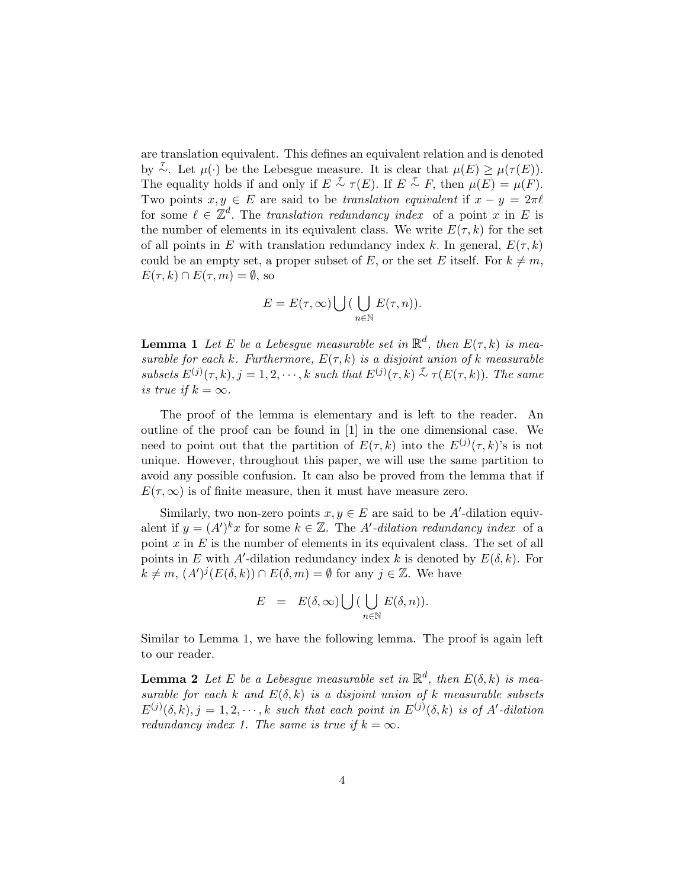are translation equivalent. This defines an equivalent relation and is denoted by $\stackrel{\tau}{\sim}$. Let $\mu(\cdot)$ be the Lebesgue measure. It is clear that $\mu(E) \geq \mu(\tau(E))$. The equality holds if and only if $E \stackrel{\tau}{\sim} \tau(E)$. If $E \stackrel{\tau}{\sim} F$, then $\mu(E) = \mu(F)$. Two points $x, y \in E$ are said to be *translation equivalent* if $x - y = 2\pi\ell$ for some $\ell \in \mathbb{Z}^d$. The *translation redundancy index* of a point $x$ in $E$ is the number of elements in its equivalent class. We write $E(\tau, k)$ for the set of all points in $E$ with translation redundancy index $k$. In general, $E(\tau, k)$ could be an empty set, a proper subset of $E$, or the set $E$ itself. For $k \neq m$, $E(\tau, k) \cap E(\tau, m) = \emptyset$, so

$$E = E(\tau, \infty) \bigcup ( \bigcup_{n \in \mathbb{N}} E(\tau, n)).$$

**Lemma 1** *Let $E$ be a Lebesgue measurable set in $\mathbb{R}^d$, then $E(\tau, k)$ is measurable for each $k$. Furthermore, $E(\tau, k)$ is a disjoint union of $k$ measurable subsets $E^{(j)}(\tau, k), j = 1, 2, \cdots, k$ such that $E^{(j)}(\tau, k) \stackrel{\tau}{\sim} \tau(E(\tau, k))$. The same is true if $k = \infty$.*

The proof of the lemma is elementary and is left to the reader. An outline of the proof can be found in [1] in the one dimensional case. We need to point out that the partition of $E(\tau, k)$ into the $E^{(j)}(\tau, k)$'s is not unique. However, throughout this paper, we will use the same partition to avoid any possible confusion. It can also be proved from the lemma that if $E(\tau, \infty)$ is of finite measure, then it must have measure zero.

Similarly, two non-zero points $x, y \in E$ are said to be $A'$-dilation equivalent if $y = (A')^k x$ for some $k \in \mathbb{Z}$. The *$A'$-dilation redundancy index* of a point $x$ in $E$ is the number of elements in its equivalent class. The set of all points in $E$ with $A'$-dilation redundancy index $k$ is denoted by $E(\delta, k)$. For $k \neq m$, $(A')^j (E(\delta, k)) \cap E(\delta, m) = \emptyset$ for any $j \in \mathbb{Z}$. We have

$$E \;\; = \;\; E(\delta, \infty) \bigcup ( \bigcup_{n \in \mathbb{N}} E(\delta, n)).$$

Similar to Lemma 1, we have the following lemma. The proof is again left to our reader.

**Lemma 2** *Let $E$ be a Lebesgue measurable set in $\mathbb{R}^d$, then $E(\delta, k)$ is measurable for each $k$ and $E(\delta, k)$ is a disjoint union of $k$ measurable subsets $E^{(j)}(\delta, k), j = 1, 2, \cdots, k$ such that each point in $E^{(j)}(\delta, k)$ is of $A'$-dilation redundancy index 1. The same is true if $k = \infty$.*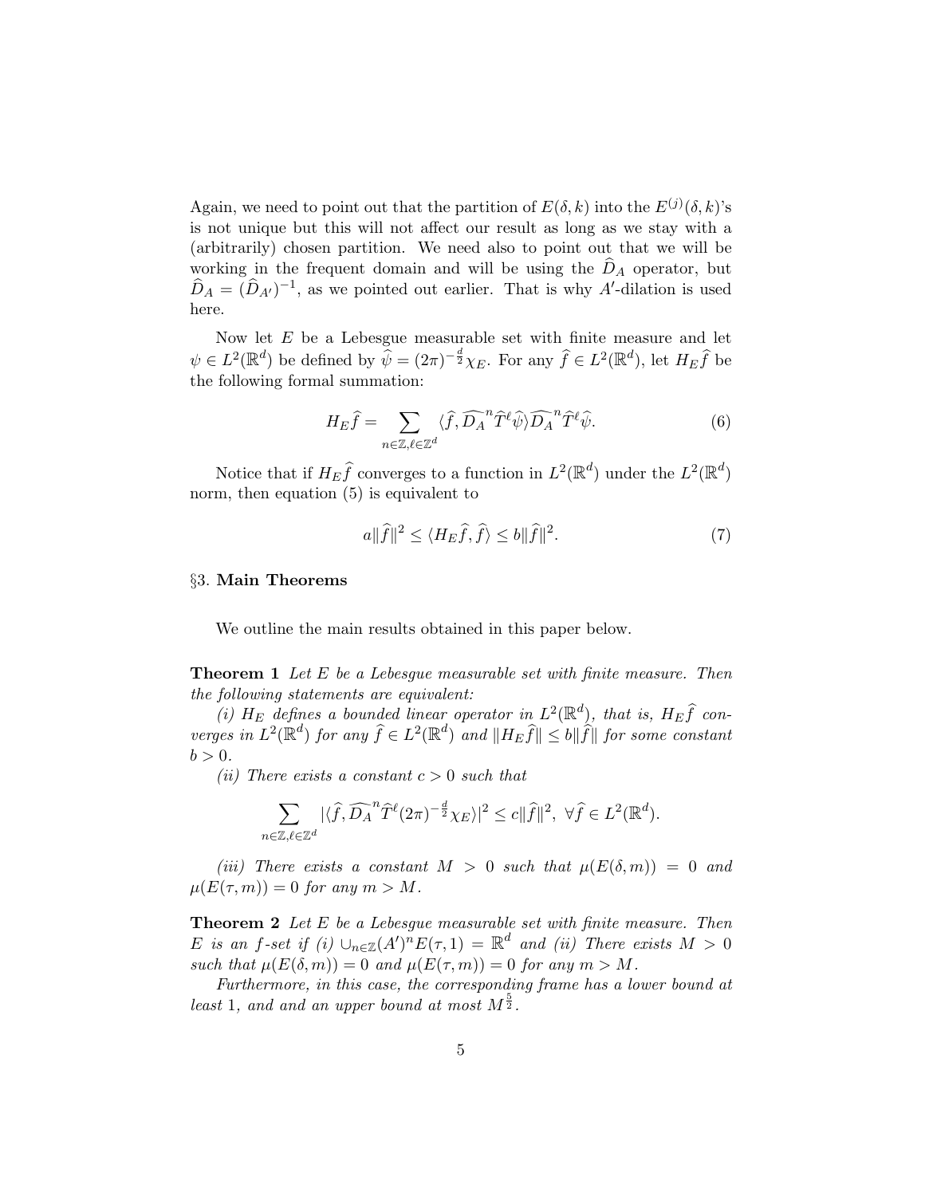Again, we need to point out that the partition of $E(\delta, k)$ into the $E^{(j)}(\delta, k)$'s is not unique but this will not affect our result as long as we stay with a (arbitrarily) chosen partition. We need also to point out that we will be working in the frequent domain and will be using the $\widehat{D}_A$ operator, but $\widehat{D}_A = (\widehat{D}_{A'})^{-1}$, as we pointed out earlier. That is why $A'$-dilation is used here.

Now let $E$ be a Lebesgue measurable set with finite measure and let $\psi \in L^2(\mathbb{R}^d)$ be defined by $\widehat{\psi} = (2\pi)^{-\frac{d}{2}}\chi_E$. For any $\widehat{f} \in L^2(\mathbb{R}^d)$, let $H_E\widehat{f}$ be the following formal summation:

$$H_E\widehat{f} = \sum_{n\in\mathbb{Z},\ell\in\mathbb{Z}^d} \langle \widehat{f}, \widehat{D_A}^n \widehat{T}^\ell \widehat{\psi}\rangle \widehat{D_A}^n \widehat{T}^\ell \widehat{\psi}. \tag{6}$$

Notice that if $H_E\widehat{f}$ converges to a function in $L^2(\mathbb{R}^d)$ under the $L^2(\mathbb{R}^d)$ norm, then equation (5) is equivalent to

$$a\|\widehat{f}\|^2 \leq \langle H_E\widehat{f}, \widehat{f}\rangle \leq b\|\widehat{f}\|^2. \tag{7}$$

## §3. **Main Theorems**

We outline the main results obtained in this paper below.

**Theorem 1** *Let $E$ be a Lebesgue measurable set with finite measure. Then the following statements are equivalent:*

*(i) $H_E$ defines a bounded linear operator in $L^2(\mathbb{R}^d)$, that is, $H_E\widehat{f}$ converges in $L^2(\mathbb{R}^d)$ for any $\widehat{f} \in L^2(\mathbb{R}^d)$ and $\|H_E\widehat{f}\| \leq b\|\widehat{f}\|$ for some constant $b > 0$.*

*(ii) There exists a constant $c > 0$ such that*

$$\sum_{n\in\mathbb{Z},\ell\in\mathbb{Z}^d} |\langle \widehat{f}, \widehat{D_A}^n \widehat{T}^\ell (2\pi)^{-\frac{d}{2}}\chi_E\rangle|^2 \leq c\|\widehat{f}\|^2, \ \forall \widehat{f} \in L^2(\mathbb{R}^d).$$

*(iii) There exists a constant $M > 0$ such that $\mu(E(\delta, m)) = 0$ and $\mu(E(\tau, m)) = 0$ for any $m > M$.*

**Theorem 2** *Let $E$ be a Lebesgue measurable set with finite measure. Then $E$ is an $f$-set if (i) $\cup_{n\in\mathbb{Z}}(A')^n E(\tau, 1) = \mathbb{R}^d$ and (ii) There exists $M > 0$ such that $\mu(E(\delta, m)) = 0$ and $\mu(E(\tau, m)) = 0$ for any $m > M$.*

*Furthermore, in this case, the corresponding frame has a lower bound at least 1, and and an upper bound at most $M^{\frac{5}{2}}$.*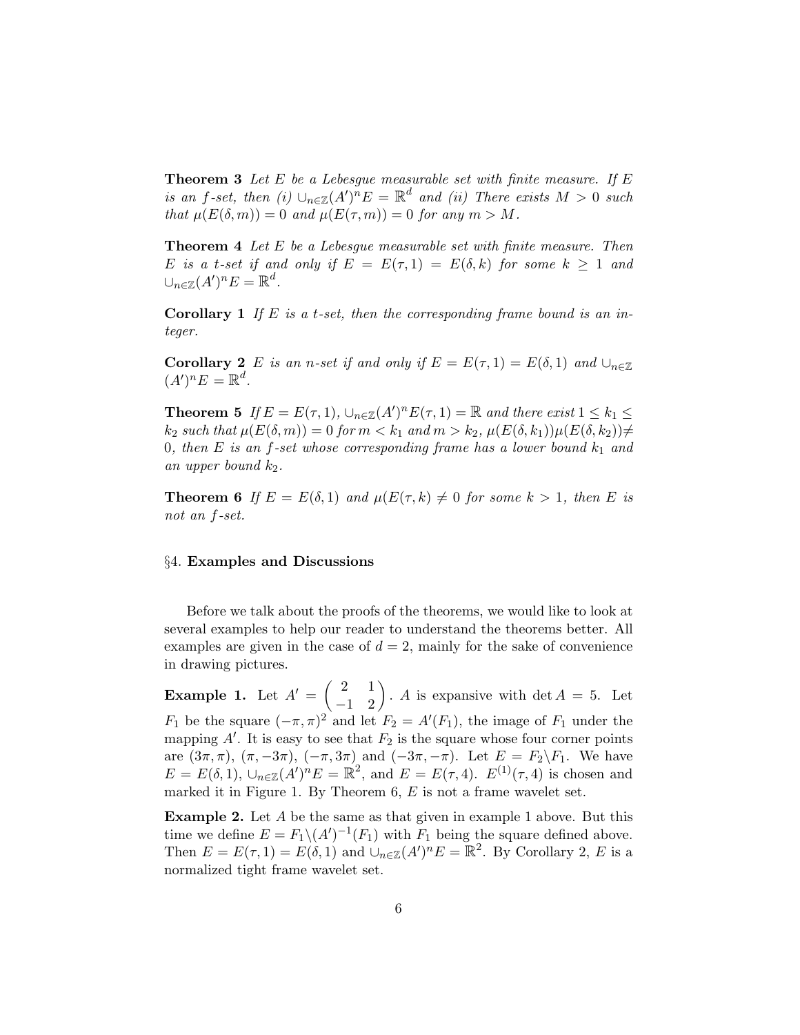**Theorem 3** *Let $E$ be a Lebesgue measurable set with finite measure. If $E$ is an $f$-set, then (i) $\cup_{n\in\mathbb{Z}}(A')^n E = \mathbb{R}^d$ and (ii) There exists $M > 0$ such that $\mu(E(\delta, m)) = 0$ and $\mu(E(\tau, m)) = 0$ for any $m > M$.*

**Theorem 4** *Let $E$ be a Lebesgue measurable set with finite measure. Then $E$ is a $t$-set if and only if $E = E(\tau, 1) = E(\delta, k)$ for some $k \geq 1$ and $\cup_{n\in\mathbb{Z}}(A')^n E = \mathbb{R}^d$.*

**Corollary 1** *If $E$ is a $t$-set, then the corresponding frame bound is an integer.*

**Corollary 2** *$E$ is an $n$-set if and only if $E = E(\tau, 1) = E(\delta, 1)$ and $\cup_{n\in\mathbb{Z}}(A')^n E = \mathbb{R}^d$.*

**Theorem 5** *If $E = E(\tau, 1)$, $\cup_{n\in\mathbb{Z}}(A')^n E(\tau, 1) = \mathbb{R}$ and there exist $1 \leq k_1 \leq k_2$ such that $\mu(E(\delta, m)) = 0$ for $m < k_1$ and $m > k_2$, $\mu(E(\delta, k_1))\mu(E(\delta, k_2)) \neq 0$, then $E$ is an $f$-set whose corresponding frame has a lower bound $k_1$ and an upper bound $k_2$.*

**Theorem 6** *If $E = E(\delta, 1)$ and $\mu(E(\tau, k) \neq 0$ for some $k > 1$, then $E$ is not an $f$-set.*

## §4. Examples and Discussions

Before we talk about the proofs of the theorems, we would like to look at several examples to help our reader to understand the theorems better. All examples are given in the case of $d = 2$, mainly for the sake of convenience in drawing pictures.

**Example 1.** Let $A' = \begin{pmatrix} 2 & 1 \\ -1 & 2 \end{pmatrix}$. $A$ is expansive with $\det A = 5$. Let $F_1$ be the square $(-\pi, \pi)^2$ and let $F_2 = A'(F_1)$, the image of $F_1$ under the mapping $A'$. It is easy to see that $F_2$ is the square whose four corner points are $(3\pi, \pi)$, $(\pi, -3\pi)$, $(-\pi, 3\pi)$ and $(-3\pi, -\pi)$. Let $E = F_2 \backslash F_1$. We have $E = E(\delta, 1)$, $\cup_{n\in\mathbb{Z}}(A')^n E = \mathbb{R}^2$, and $E = E(\tau, 4)$. $E^{(1)}(\tau, 4)$ is chosen and marked it in Figure 1. By Theorem 6, $E$ is not a frame wavelet set.

**Example 2.** Let $A$ be the same as that given in example 1 above. But this time we define $E = F_1 \backslash (A')^{-1}(F_1)$ with $F_1$ being the square defined above. Then $E = E(\tau, 1) = E(\delta, 1)$ and $\cup_{n\in\mathbb{Z}}(A')^n E = \mathbb{R}^2$. By Corollary 2, $E$ is a normalized tight frame wavelet set.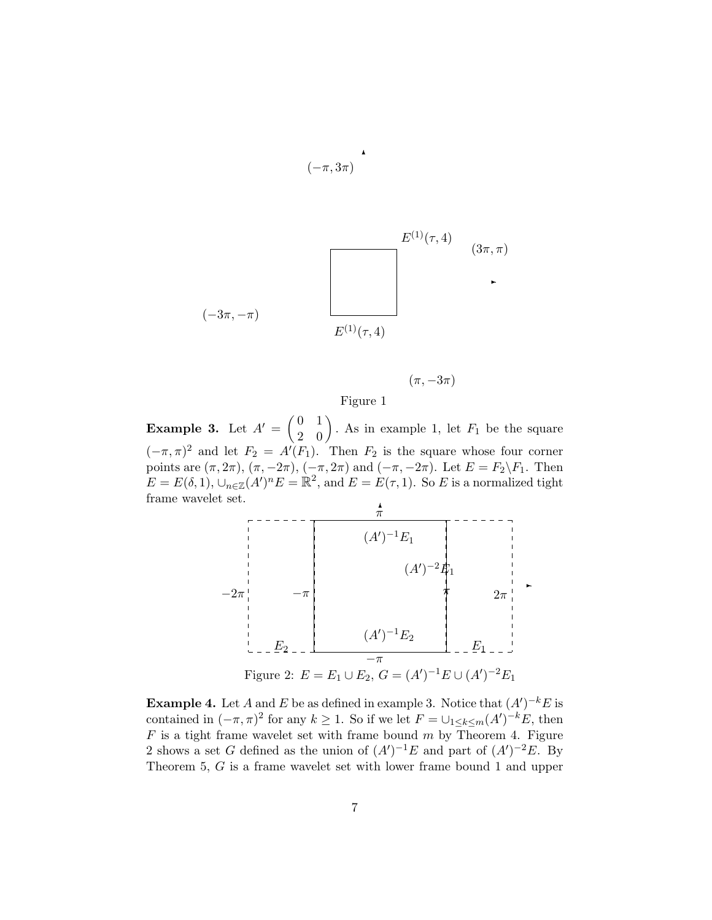$(-\pi, 3\pi)$

$E^{(1)}(\tau, 4)$

$(3\pi, \pi)$

$(-3\pi, -\pi)$

$E^{(1)}(\tau, 4)$

$(\pi, -3\pi)$

Figure 1

**Example 3.** Let $A' = \begin{pmatrix} 0 & 1 \\ 2 & 0 \end{pmatrix}$. As in example 1, let $F_1$ be the square $(-\pi, \pi)^2$ and let $F_2 = A'(F_1)$. Then $F_2$ is the square whose four corner points are $(\pi, 2\pi)$, $(\pi, -2\pi)$, $(-\pi, 2\pi)$ and $(-\pi, -2\pi)$. Let $E = F_2 \backslash F_1$. Then $E = E(\delta, 1)$, $\cup_{n \in \mathbb{Z}} (A')^n E = \mathbb{R}^2$, and $E = E(\tau, 1)$. So $E$ is a normalized tight frame wavelet set.

$\pi$

$(A')^{-1}E_1$

$(A')^{-2}E_1$

$-2\pi$ $-\pi$ $\pi$ $2\pi$

$(A')^{-1}E_2$

$E_2$ $E_1$

$-\pi$

Figure 2: $E = E_1 \cup E_2$, $G = (A')^{-1}E \cup (A')^{-2}E_1$

**Example 4.** Let $A$ and $E$ be as defined in example 3. Notice that $(A')^{-k}E$ is contained in $(-\pi, \pi)^2$ for any $k \geq 1$. So if we let $F = \cup_{1 \leq k \leq m} (A')^{-k}E$, then $F$ is a tight frame wavelet set with frame bound $m$ by Theorem 4. Figure 2 shows a set $G$ defined as the union of $(A')^{-1}E$ and part of $(A')^{-2}E$. By Theorem 5, $G$ is a frame wavelet set with lower frame bound 1 and upper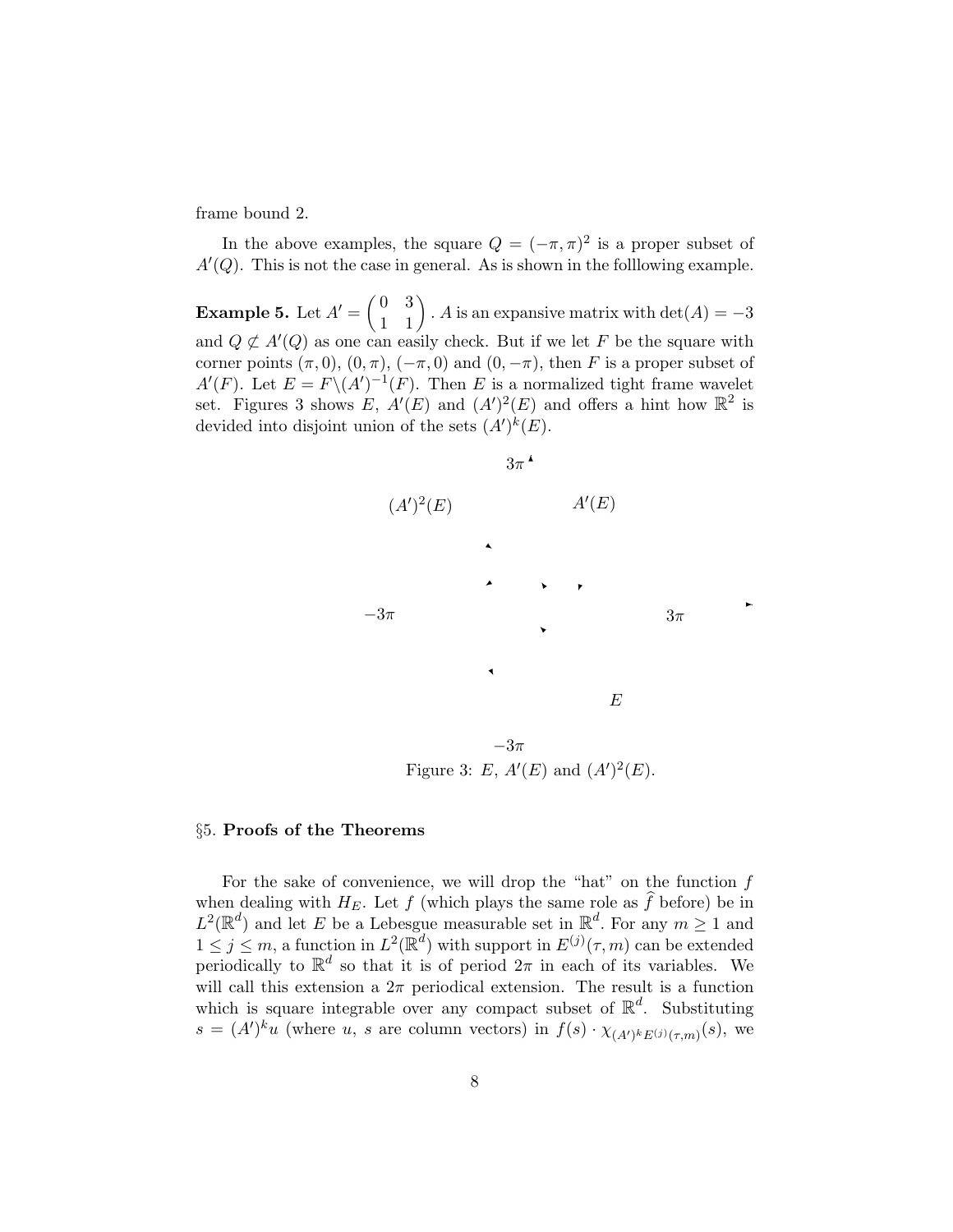frame bound 2.

In the above examples, the square $Q = (-\pi, \pi)^2$ is a proper subset of $A'(Q)$. This is not the case in general. As is shown in the folllowing example.

**Example 5.** Let $A' = \begin{pmatrix} 0 & 3 \\ 1 & 1 \end{pmatrix}$. $A$ is an expansive matrix with $\det(A) = -3$ and $Q \not\subset A'(Q)$ as one can easily check. But if we let $F$ be the square with corner points $(\pi, 0)$, $(0, \pi)$, $(-\pi, 0)$ and $(0, -\pi)$, then $F$ is a proper subset of $A'(F)$. Let $E = F \backslash (A')^{-1}(F)$. Then $E$ is a normalized tight frame wavelet set. Figures 3 shows $E$, $A'(E)$ and $(A')^2(E)$ and offers a hint how $\mathbb{R}^2$ is devided into disjoint union of the sets $(A')^k(E)$.

$3\pi$

$(A')^2(E)$ $A'(E)$

$-3\pi$ $3\pi$

$E$

$-3\pi$

Figure 3: $E$, $A'(E)$ and $(A')^2(E)$.

## §5. Proofs of the Theorems

For the sake of convenience, we will drop the "hat" on the function $f$ when dealing with $H_E$. Let $f$ (which plays the same role as $\widehat{f}$ before) be in $L^2(\mathbb{R}^d)$ and let $E$ be a Lebesgue measurable set in $\mathbb{R}^d$. For any $m \geq 1$ and $1 \leq j \leq m$, a function in $L^2(\mathbb{R}^d)$ with support in $E^{(j)}(\tau, m)$ can be extended periodically to $\mathbb{R}^d$ so that it is of period $2\pi$ in each of its variables. We will call this extension a $2\pi$ periodical extension. The result is a function which is square integrable over any compact subset of $\mathbb{R}^d$. Substituting $s = (A')^k u$ (where $u$, $s$ are column vectors) in $f(s) \cdot \chi_{(A')^k E^{(j)}(\tau,m)}(s)$, we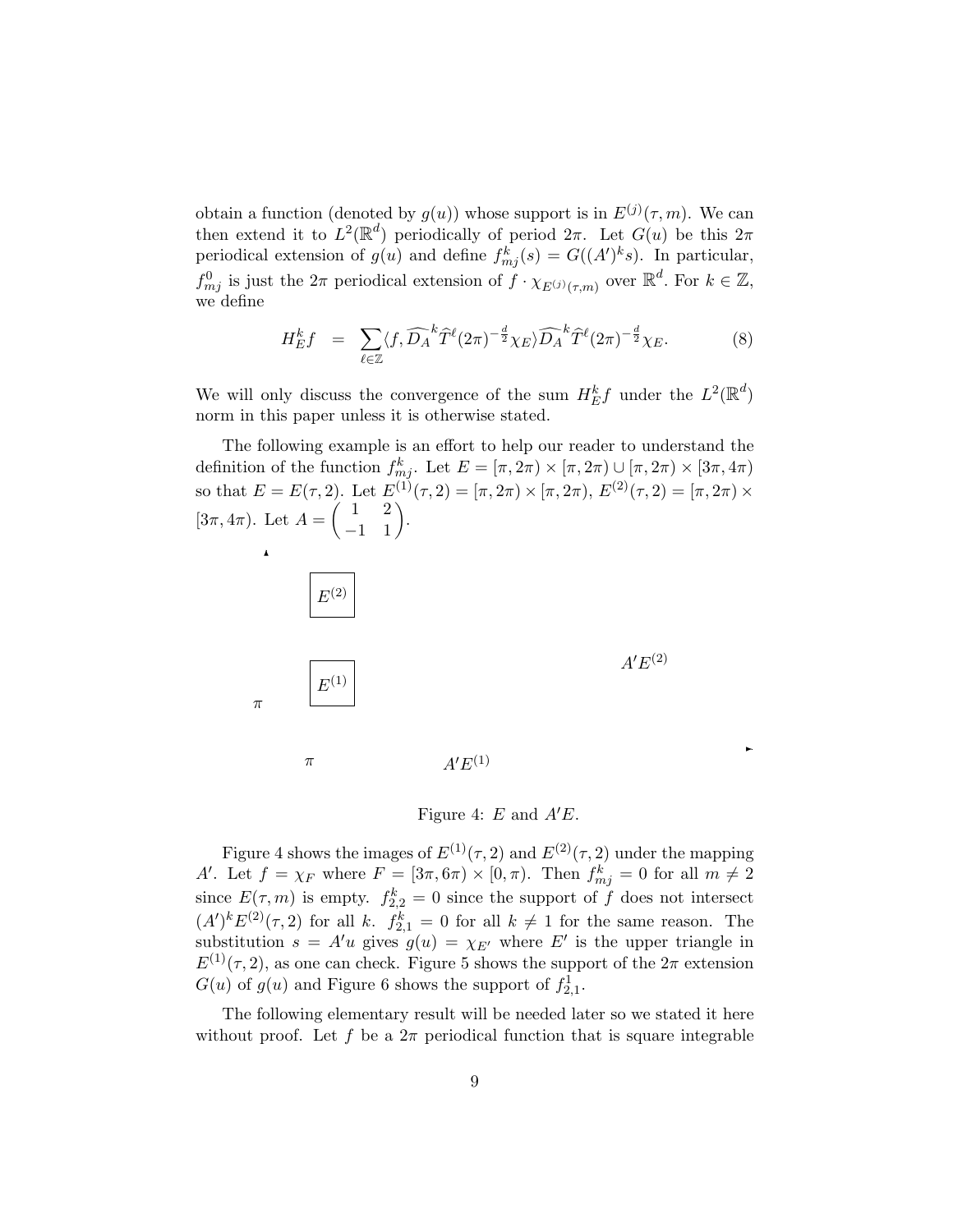obtain a function (denoted by $g(u)$) whose support is in $E^{(j)}(\tau, m)$. We can then extend it to $L^2(\mathbb{R}^d)$ periodically of period $2\pi$. Let $G(u)$ be this $2\pi$ periodical extension of $g(u)$ and define $f_{mj}^k(s) = G((A')^k s)$. In particular, $f_{mj}^0$ is just the $2\pi$ periodical extension of $f \cdot \chi_{E^{(j)}(\tau,m)}$ over $\mathbb{R}^d$. For $k \in \mathbb{Z}$, we define

$$H_E^k f \;\; = \;\; \sum_{\ell \in \mathbb{Z}} \langle f, \widehat{D_A}^k \widehat{T}^\ell (2\pi)^{-\frac{d}{2}} \chi_E \rangle \widehat{D_A}^k \widehat{T}^\ell (2\pi)^{-\frac{d}{2}} \chi_E. \tag{8}$$

We will only discuss the convergence of the sum $H_E^k f$ under the $L^2(\mathbb{R}^d)$ norm in this paper unless it is otherwise stated.

The following example is an effort to help our reader to understand the definition of the function $f_{mj}^k$. Let $E = [\pi, 2\pi) \times [\pi, 2\pi) \cup [\pi, 2\pi) \times [3\pi, 4\pi)$ so that $E = E(\tau, 2)$. Let $E^{(1)}(\tau, 2) = [\pi, 2\pi) \times [\pi, 2\pi)$, $E^{(2)}(\tau, 2) = [\pi, 2\pi) \times [3\pi, 4\pi)$. Let $A = \begin{pmatrix} 1 & 2 \\ -1 & 1 \end{pmatrix}$.

Figure 4: $E$ and $A'E$.

Figure 4 shows the images of $E^{(1)}(\tau, 2)$ and $E^{(2)}(\tau, 2)$ under the mapping $A'$. Let $f = \chi_F$ where $F = [3\pi, 6\pi) \times [0, \pi)$. Then $f_{mj}^k = 0$ for all $m \neq 2$ since $E(\tau, m)$ is empty. $f_{2,2}^k = 0$ since the support of $f$ does not intersect $(A')^k E^{(2)}(\tau, 2)$ for all $k$. $f_{2,1}^k = 0$ for all $k \neq 1$ for the same reason. The substitution $s = A'u$ gives $g(u) = \chi_{E'}$ where $E'$ is the upper triangle in $E^{(1)}(\tau, 2)$, as one can check. Figure 5 shows the support of the $2\pi$ extension $G(u)$ of $g(u)$ and Figure 6 shows the support of $f_{2,1}^1$.

The following elementary result will be needed later so we stated it here without proof. Let $f$ be a $2\pi$ periodical function that is square integrable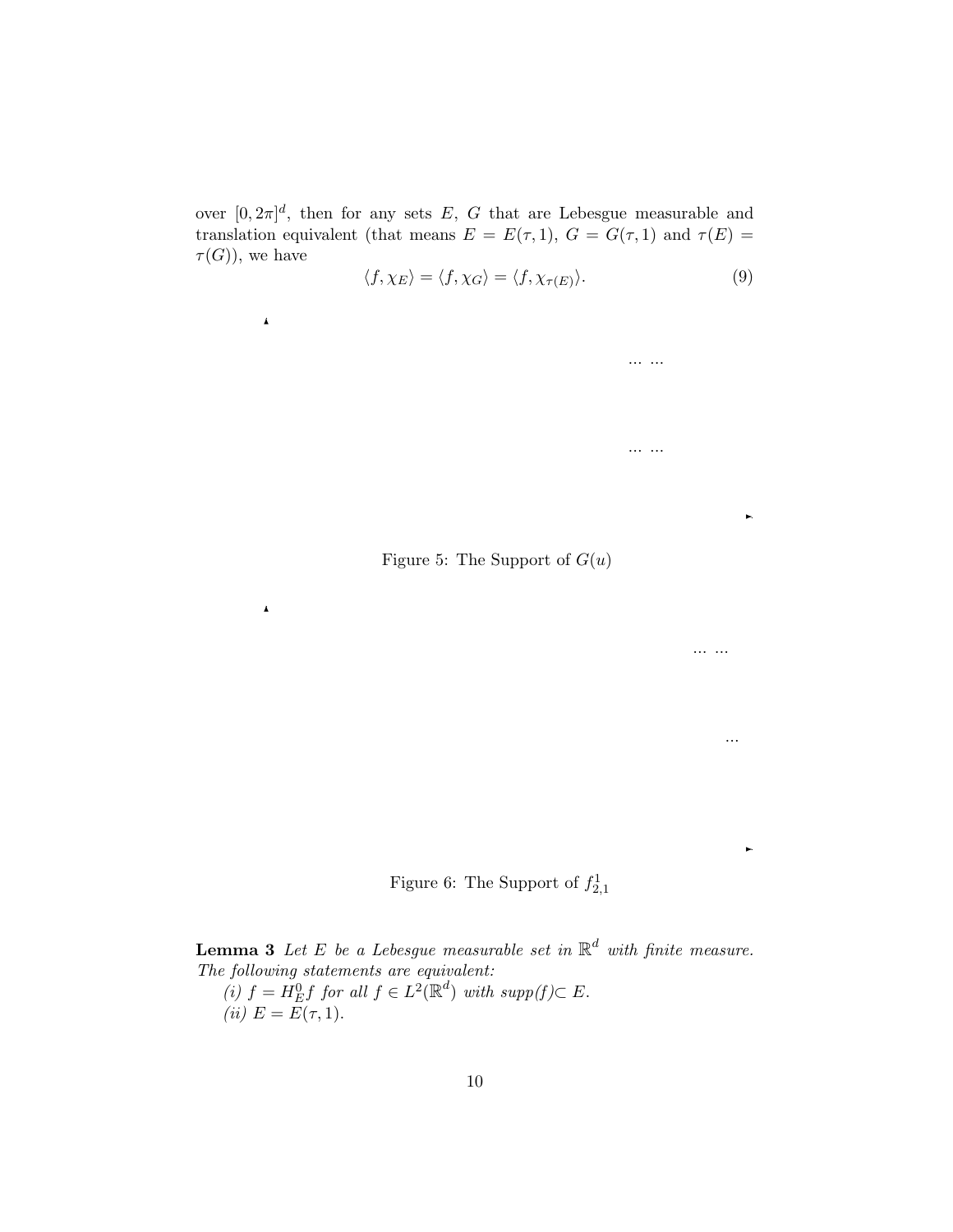over $[0, 2\pi]^d$, then for any sets $E$, $G$ that are Lebesgue measurable and translation equivalent (that means $E = E(\tau, 1)$, $G = G(\tau, 1)$ and $\tau(E) = \tau(G)$), we have

$$\langle f, \chi_E \rangle = \langle f, \chi_G \rangle = \langle f, \chi_{\tau(E)} \rangle. \tag{9}$$

... ...

... ...

Figure 5: The Support of $G(u)$

... ...

...

Figure 6: The Support of $f^1_{2,1}$

**Lemma 3** *Let $E$ be a Lebesgue measurable set in $\mathbb{R}^d$ with finite measure. The following statements are equivalent:*

*(i) $f = H^0_E f$ for all $f \in L^2(\mathbb{R}^d)$ with supp($f$)$\subset E$.*

*(ii) $E = E(\tau, 1)$.*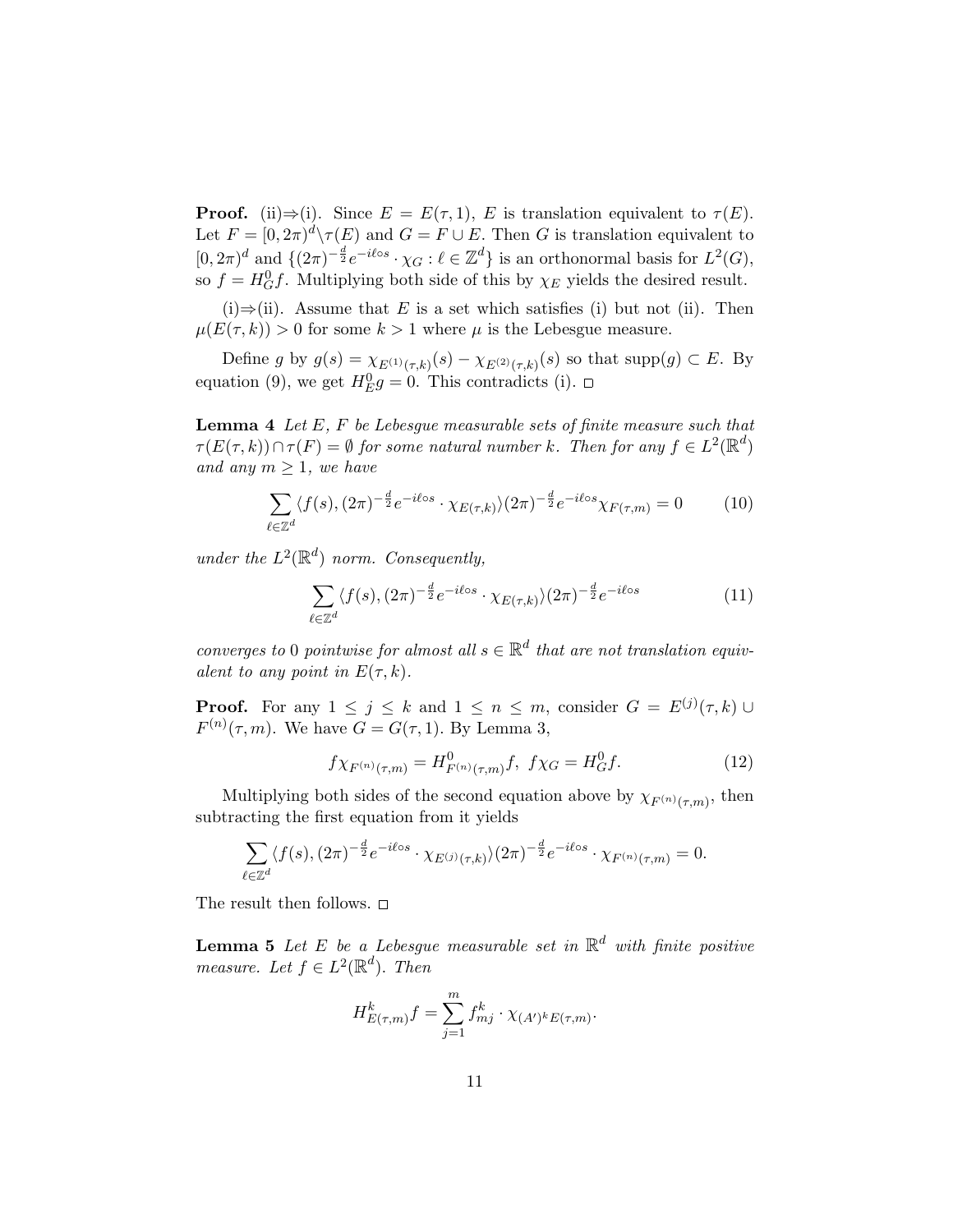**Proof.** (ii)⇒(i). Since $E = E(\tau, 1)$, $E$ is translation equivalent to $\tau(E)$. Let $F = [0, 2\pi)^d \backslash \tau(E)$ and $G = F \cup E$. Then $G$ is translation equivalent to $[0, 2\pi)^d$ and $\{(2\pi)^{-\frac{d}{2}} e^{-i\ell \circ s} \cdot \chi_G : \ell \in \mathbb{Z}^d\}$ is an orthonormal basis for $L^2(G)$, so $f = H_G^0 f$. Multiplying both side of this by $\chi_E$ yields the desired result.

(i)⇒(ii). Assume that $E$ is a set which satisfies (i) but not (ii). Then $\mu(E(\tau, k)) > 0$ for some $k > 1$ where $\mu$ is the Lebesgue measure.

Define $g$ by $g(s) = \chi_{E^{(1)}(\tau,k)}(s) - \chi_{E^{(2)}(\tau,k)}(s)$ so that $\mathrm{supp}(g) \subset E$. By equation (9), we get $H_E^0 g = 0$. This contradicts (i). □

**Lemma 4** *Let $E$, $F$ be Lebesgue measurable sets of finite measure such that $\tau(E(\tau, k)) \cap \tau(F) = \emptyset$ for some natural number $k$. Then for any $f \in L^2(\mathbb{R}^d)$ and any $m \geq 1$, we have*

$$\sum_{\ell \in \mathbb{Z}^d} \langle f(s), (2\pi)^{-\frac{d}{2}} e^{-i\ell \circ s} \cdot \chi_{E(\tau,k)} \rangle (2\pi)^{-\frac{d}{2}} e^{-i\ell \circ s} \chi_{F(\tau,m)} = 0 \tag{10}$$

*under the $L^2(\mathbb{R}^d)$ norm. Consequently,*

$$\sum_{\ell \in \mathbb{Z}^d} \langle f(s), (2\pi)^{-\frac{d}{2}} e^{-i\ell \circ s} \cdot \chi_{E(\tau,k)} \rangle (2\pi)^{-\frac{d}{2}} e^{-i\ell \circ s} \tag{11}$$

*converges to 0 pointwise for almost all $s \in \mathbb{R}^d$ that are not translation equivalent to any point in $E(\tau, k)$.*

**Proof.** For any $1 \leq j \leq k$ and $1 \leq n \leq m$, consider $G = E^{(j)}(\tau, k) \cup F^{(n)}(\tau, m)$. We have $G = G(\tau, 1)$. By Lemma 3,

$$f \chi_{F^{(n)}(\tau,m)} = H^0_{F^{(n)}(\tau,m)} f, \;\; f \chi_G = H_G^0 f. \tag{12}$$

Multiplying both sides of the second equation above by $\chi_{F^{(n)}(\tau,m)}$, then subtracting the first equation from it yields

$$\sum_{\ell \in \mathbb{Z}^d} \langle f(s), (2\pi)^{-\frac{d}{2}} e^{-i\ell \circ s} \cdot \chi_{E^{(j)}(\tau,k)} \rangle (2\pi)^{-\frac{d}{2}} e^{-i\ell \circ s} \cdot \chi_{F^{(n)}(\tau,m)} = 0.$$

The result then follows. □

**Lemma 5** *Let $E$ be a Lebesgue measurable set in $\mathbb{R}^d$ with finite positive measure. Let $f \in L^2(\mathbb{R}^d)$. Then*

$$H^k_{E(\tau,m)} f = \sum_{j=1}^{m} f^k_{mj} \cdot \chi_{(A')^k E(\tau,m)}.$$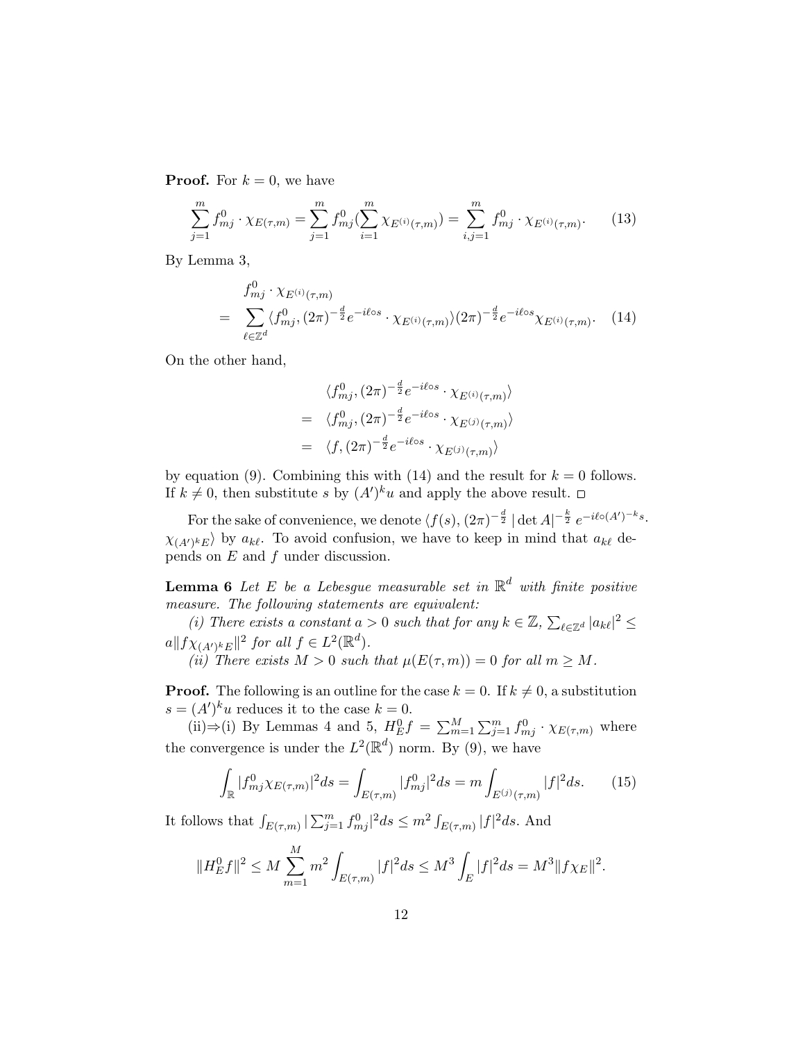**Proof.** For $k = 0$, we have

$$\sum_{j=1}^{m} f_{mj}^0 \cdot \chi_{E(\tau,m)} = \sum_{j=1}^{m} f_{mj}^0 (\sum_{i=1}^{m} \chi_{E^{(i)}(\tau,m)}) = \sum_{i,j=1}^{m} f_{mj}^0 \cdot \chi_{E^{(i)}(\tau,m)}. \tag{13}$$

By Lemma 3,

$$\begin{aligned} & f_{mj}^0 \cdot \chi_{E^{(i)}(\tau,m)} \\ = & \sum_{\ell \in \mathbb{Z}^d} \langle f_{mj}^0, (2\pi)^{-\frac{d}{2}} e^{-i\ell \circ s} \cdot \chi_{E^{(i)}(\tau,m)} \rangle (2\pi)^{-\frac{d}{2}} e^{-i\ell \circ s} \chi_{E^{(i)}(\tau,m)}. \end{aligned} \tag{14}$$

On the other hand,

$$\begin{aligned} & \langle f_{mj}^0, (2\pi)^{-\frac{d}{2}} e^{-i\ell \circ s} \cdot \chi_{E^{(i)}(\tau,m)} \rangle \\ = & \langle f_{mj}^0, (2\pi)^{-\frac{d}{2}} e^{-i\ell \circ s} \cdot \chi_{E^{(j)}(\tau,m)} \rangle \\ = & \langle f, (2\pi)^{-\frac{d}{2}} e^{-i\ell \circ s} \cdot \chi_{E^{(j)}(\tau,m)} \rangle \end{aligned}$$

by equation (9). Combining this with (14) and the result for $k = 0$ follows. If $k \neq 0$, then substitute $s$ by $(A')^k u$ and apply the above result. □

For the sake of convenience, we denote $\langle f(s), (2\pi)^{-\frac{d}{2}} \, |\det A|^{-\frac{k}{2}} \, e^{-i\ell \circ (A')^{-k} s} \cdot \chi_{(A')^k E} \rangle$ by $a_{k\ell}$. To avoid confusion, we have to keep in mind that $a_{k\ell}$ depends on $E$ and $f$ under discussion.

**Lemma 6** *Let $E$ be a Lebesgue measurable set in $\mathbb{R}^d$ with finite positive measure. The following statements are equivalent:*

*(i) There exists a constant $a > 0$ such that for any $k \in \mathbb{Z}$, $\sum_{\ell \in \mathbb{Z}^d} |a_{k\ell}|^2 \leq a \|f \chi_{(A')^k E}\|^2$ for all $f \in L^2(\mathbb{R}^d)$.*

*(ii) There exists $M > 0$ such that $\mu(E(\tau, m)) = 0$ for all $m \geq M$.*

**Proof.** The following is an outline for the case $k = 0$. If $k \neq 0$, a substitution $s = (A')^k u$ reduces it to the case $k = 0$.

(ii)⇒(i) By Lemmas 4 and 5, $H_E^0 f = \sum_{m=1}^{M} \sum_{j=1}^{m} f_{mj}^0 \cdot \chi_{E(\tau,m)}$ where the convergence is under the $L^2(\mathbb{R}^d)$ norm. By (9), we have

$$\int_{\mathbb{R}} |f_{mj}^0 \chi_{E(\tau,m)}|^2 ds = \int_{E(\tau,m)} |f_{mj}^0|^2 ds = m \int_{E^{(j)}(\tau,m)} |f|^2 ds. \tag{15}$$

It follows that $\int_{E(\tau,m)} | \sum_{j=1}^{m} f_{mj}^0|^2 ds \leq m^2 \int_{E(\tau,m)} |f|^2 ds$. And

$$\|H_E^0 f\|^2 \leq M \sum_{m=1}^{M} m^2 \int_{E(\tau,m)} |f|^2 ds \leq M^3 \int_E |f|^2 ds = M^3 \|f \chi_E\|^2.$$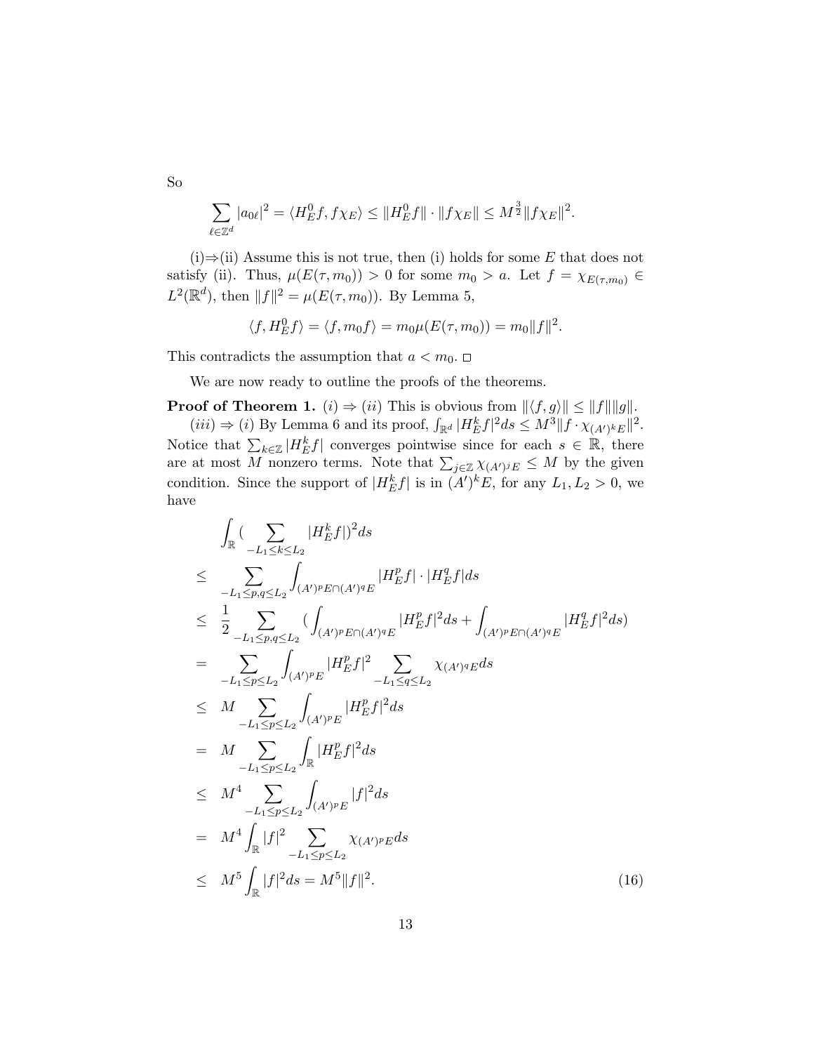So

$$\sum_{\ell\in\mathbb{Z}^d} |a_{0\ell}|^2 = \langle H_E^0 f, f\chi_E\rangle \le \|H_E^0 f\| \cdot \|f\chi_E\| \le M^{\frac{3}{2}}\|f\chi_E\|^2.$$

(i)⇒(ii) Assume this is not true, then (i) holds for some $E$ that does not satisfy (ii). Thus, $\mu(E(\tau, m_0)) > 0$ for some $m_0 > a$. Let $f = \chi_{E(\tau,m_0)} \in L^2(\mathbb{R}^d)$, then $\|f\|^2 = \mu(E(\tau, m_0))$. By Lemma 5,

$$\langle f, H_E^0 f\rangle = \langle f, m_0 f\rangle = m_0\mu(E(\tau, m_0)) = m_0\|f\|^2.$$

This contradicts the assumption that $a < m_0$. □

We are now ready to outline the proofs of the theorems.

**Proof of Theorem 1.** $(i) \Rightarrow (ii)$ This is obvious from $\|\langle f, g\rangle\| \le \|f\|\|g\|$.

$(iii) \Rightarrow (i)$ By Lemma 6 and its proof, $\int_{\mathbb{R}^d} |H_E^k f|^2 ds \le M^3 \|f\cdot\chi_{(A')^k E}\|^2$. Notice that $\sum_{k\in\mathbb{Z}} |H_E^k f|$ converges pointwise since for each $s \in \mathbb{R}$, there are at most $M$ nonzero terms. Note that $\sum_{j\in\mathbb{Z}} \chi_{(A')^j E} \le M$ by the given condition. Since the support of $|H_E^k f|$ is in $(A')^k E$, for any $L_1, L_2 > 0$, we have

$$\begin{aligned}
& \int_{\mathbb{R}} (\sum_{-L_1\le k\le L_2} |H_E^k f|)^2 ds \\
\le\ & \sum_{-L_1\le p,q\le L_2} \int_{(A')^p E\cap(A')^q E} |H_E^p f|\cdot|H_E^q f| ds \\
\le\ & \frac{1}{2}\sum_{-L_1\le p,q\le L_2} (\int_{(A')^p E\cap(A')^q E} |H_E^p f|^2 ds + \int_{(A')^p E\cap(A')^q E} |H_E^q f|^2 ds) \\
=\ & \sum_{-L_1\le p\le L_2} \int_{(A')^p E} |H_E^p f|^2 \sum_{-L_1\le q\le L_2} \chi_{(A')^q E} ds \\
\le\ & M \sum_{-L_1\le p\le L_2} \int_{(A')^p E} |H_E^p f|^2 ds \\
=\ & M \sum_{-L_1\le p\le L_2} \int_{\mathbb{R}} |H_E^p f|^2 ds \\
\le\ & M^4 \sum_{-L_1\le p\le L_2} \int_{(A')^p E} |f|^2 ds \\
=\ & M^4 \int_{\mathbb{R}} |f|^2 \sum_{-L_1\le p\le L_2} \chi_{(A')^p E} ds \\
\le\ & M^5 \int_{\mathbb{R}} |f|^2 ds = M^5\|f\|^2. \qquad (16)
\end{aligned}$$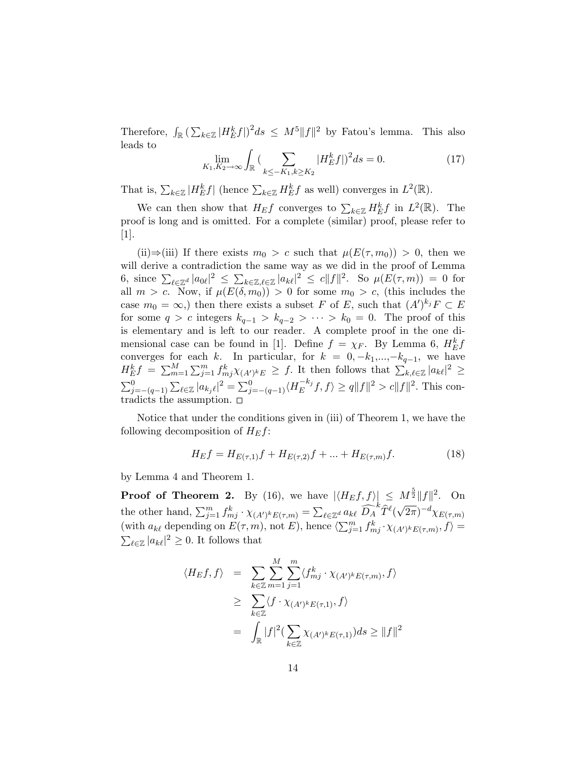Therefore, $\int_{\mathbb{R}} \big(\sum_{k\in\mathbb{Z}} |H_E^k f|\big)^2 ds \leq M^5 \|f\|^2$ by Fatou's lemma. This also leads to

$$\lim_{K_1, K_2 \to \infty} \int_{\mathbb{R}} \big( \sum_{k \leq -K_1, k \geq K_2} |H_E^k f|\big)^2 ds = 0. \tag{17}$$

That is, $\sum_{k\in\mathbb{Z}} |H_E^k f|$ (hence $\sum_{k\in\mathbb{Z}} H_E^k f$ as well) converges in $L^2(\mathbb{R})$.

We can then show that $H_E f$ converges to $\sum_{k\in\mathbb{Z}} H_E^k f$ in $L^2(\mathbb{R})$. The proof is long and is omitted. For a complete (similar) proof, please refer to [1].

(ii)⇒(iii) If there exists $m_0 > c$ such that $\mu(E(\tau, m_0)) > 0$, then we will derive a contradiction the same way as we did in the proof of Lemma 6, since $\sum_{\ell\in\mathbb{Z}^d} |a_{0\ell}|^2 \leq \sum_{k\in\mathbb{Z},\ell\in\mathbb{Z}} |a_{k\ell}|^2 \leq c\|f\|^2$. So $\mu(E(\tau, m)) = 0$ for all $m > c$. Now, if $\mu(E(\delta, m_0)) > 0$ for some $m_0 > c$, (this includes the case $m_0 = \infty$,) then there exists a subset $F$ of $E$, such that $(A')^{k_j} F \subset E$ for some $q > c$ integers $k_{q-1} > k_{q-2} > \cdots > k_0 = 0$. The proof of this is elementary and is left to our reader. A complete proof in the one dimensional case can be found in [1]. Define $f = \chi_F$. By Lemma 6, $H_E^k f$ converges for each $k$. In particular, for $k = 0, -k_1, ..., -k_{q-1}$, we have $H_E^k f = \sum_{m=1}^M \sum_{j=1}^m f_{mj}^k \chi_{(A')^k E} \geq f$. It then follows that $\sum_{k,\ell\in\mathbb{Z}} |a_{k\ell}|^2 \geq \sum_{j=-(q-1)}^0 \sum_{\ell\in\mathbb{Z}} |a_{k_j \ell}|^2 = \sum_{j=-(q-1)}^0 \langle H_E^{-k_j} f, f\rangle \geq q\|f\|^2 > c\|f\|^2$. This contradicts the assumption. □

Notice that under the conditions given in (iii) of Theorem 1, we have the following decomposition of $H_E f$:

$$H_E f = H_{E(\tau,1)} f + H_{E(\tau,2)} f + ... + H_{E(\tau,m)} f. \tag{18}$$

by Lemma 4 and Theorem 1.

**Proof of Theorem 2.** By (16), we have $|\langle H_E f, f\rangle| \leq M^{\frac{5}{2}} \|f\|^2$. On the other hand, $\sum_{j=1}^m f_{mj}^k \cdot \chi_{(A')^k E(\tau,m)} = \sum_{\ell\in\mathbb{Z}^d} a_{k\ell} \, \widehat{D_A}^k \widehat{T}^\ell (\sqrt{2\pi})^{-d} \chi_{E(\tau,m)}$ (with $a_{k\ell}$ depending on $E(\tau, m)$, not $E$), hence $\langle \sum_{j=1}^m f_{mj}^k \cdot \chi_{(A')^k E(\tau,m)}, f\rangle = \sum_{\ell\in\mathbb{Z}} |a_{k\ell}|^2 \geq 0$. It follows that

$$\begin{aligned}
\langle H_E f, f\rangle &= \sum_{k\in\mathbb{Z}} \sum_{m=1}^M \sum_{j=1}^m \langle f_{mj}^k \cdot \chi_{(A')^k E(\tau,m)}, f\rangle \\
&\geq \sum_{k\in\mathbb{Z}} \langle f \cdot \chi_{(A')^k E(\tau,1)}, f\rangle \\
&= \int_{\mathbb{R}} |f|^2 \big(\sum_{k\in\mathbb{Z}} \chi_{(A')^k E(\tau,1)}\big) ds \geq \|f\|^2
\end{aligned}$$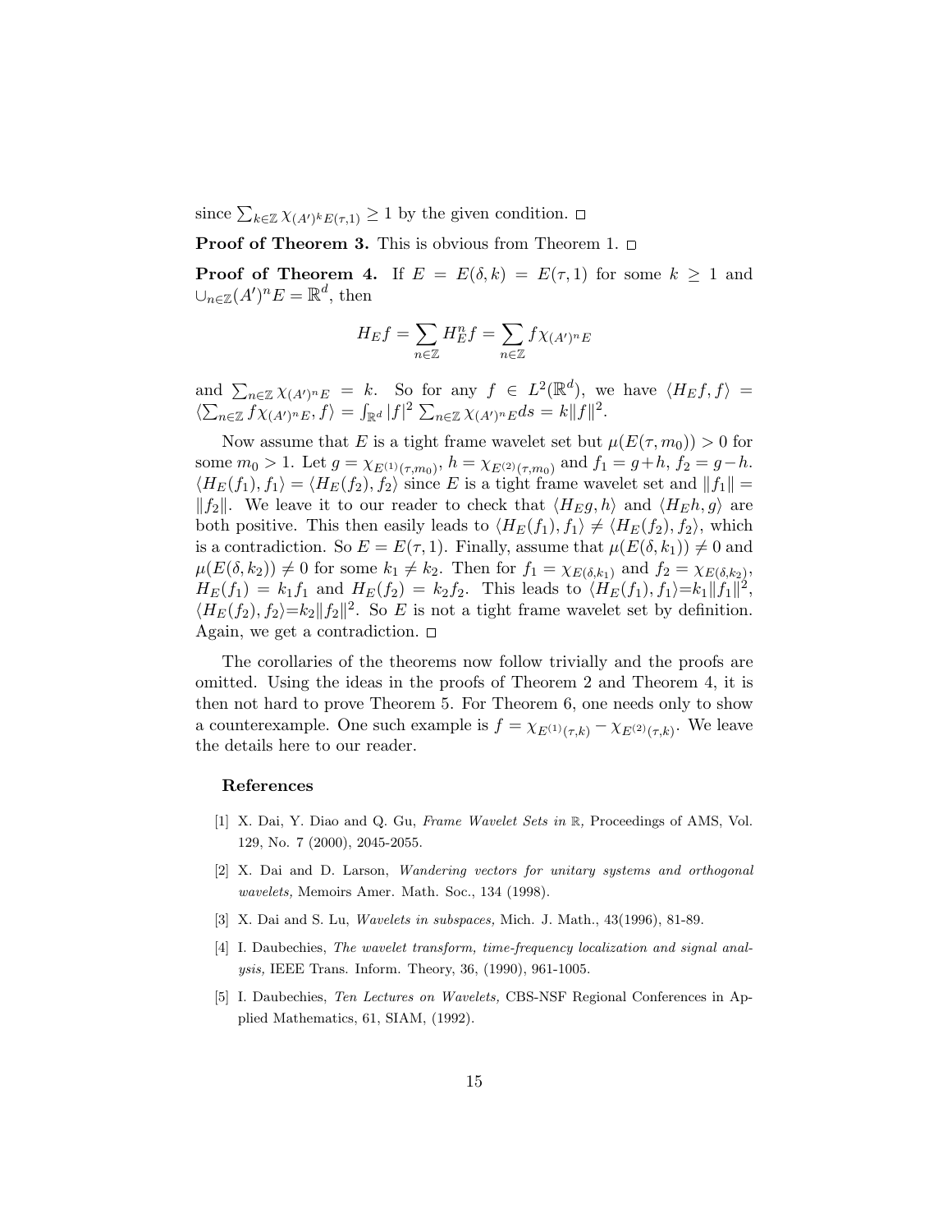since $\sum_{k\in\mathbb{Z}} \chi_{(A')^k E(\tau,1)} \geq 1$ by the given condition. $\square$

**Proof of Theorem 3.** This is obvious from Theorem 1. $\square$

**Proof of Theorem 4.** If $E = E(\delta, k) = E(\tau, 1)$ for some $k \geq 1$ and $\cup_{n\in\mathbb{Z}}(A')^n E = \mathbb{R}^d$, then

$$H_E f = \sum_{n\in\mathbb{Z}} H_E^n f = \sum_{n\in\mathbb{Z}} f\chi_{(A')^n E}$$

and $\sum_{n\in\mathbb{Z}} \chi_{(A')^n E} = k$. So for any $f \in L^2(\mathbb{R}^d)$, we have $\langle H_E f, f\rangle = \langle \sum_{n\in\mathbb{Z}} f\chi_{(A')^n E}, f\rangle = \int_{\mathbb{R}^d} |f|^2 \sum_{n\in\mathbb{Z}} \chi_{(A')^n E} ds = k\|f\|^2$.

Now assume that $E$ is a tight frame wavelet set but $\mu(E(\tau, m_0)) > 0$ for some $m_0 > 1$. Let $g = \chi_{E^{(1)}(\tau,m_0)}$, $h = \chi_{E^{(2)}(\tau,m_0)}$ and $f_1 = g+h$, $f_2 = g-h$. $\langle H_E(f_1), f_1\rangle = \langle H_E(f_2), f_2\rangle$ since $E$ is a tight frame wavelet set and $\|f_1\| = \|f_2\|$. We leave it to our reader to check that $\langle H_E g, h\rangle$ and $\langle H_E h, g\rangle$ are both positive. This then easily leads to $\langle H_E(f_1), f_1\rangle \neq \langle H_E(f_2), f_2\rangle$, which is a contradiction. So $E = E(\tau, 1)$. Finally, assume that $\mu(E(\delta, k_1)) \neq 0$ and $\mu(E(\delta, k_2)) \neq 0$ for some $k_1 \neq k_2$. Then for $f_1 = \chi_{E(\delta,k_1)}$ and $f_2 = \chi_{E(\delta,k_2)}$, $H_E(f_1) = k_1 f_1$ and $H_E(f_2) = k_2 f_2$. This leads to $\langle H_E(f_1), f_1\rangle = k_1\|f_1\|^2$, $\langle H_E(f_2), f_2\rangle = k_2\|f_2\|^2$. So $E$ is not a tight frame wavelet set by definition. Again, we get a contradiction. $\square$

The corollaries of the theorems now follow trivially and the proofs are omitted. Using the ideas in the proofs of Theorem 2 and Theorem 4, it is then not hard to prove Theorem 5. For Theorem 6, one needs only to show a counterexample. One such example is $f = \chi_{E^{(1)}(\tau,k)} - \chi_{E^{(2)}(\tau,k)}$. We leave the details here to our reader.

## References

[1] X. Dai, Y. Diao and Q. Gu, *Frame Wavelet Sets in* $\mathbb{R}$*,* Proceedings of AMS, Vol. 129, No. 7 (2000), 2045-2055.

[2] X. Dai and D. Larson, *Wandering vectors for unitary systems and orthogonal wavelets,* Memoirs Amer. Math. Soc., 134 (1998).

[3] X. Dai and S. Lu, *Wavelets in subspaces,* Mich. J. Math., 43(1996), 81-89.

[4] I. Daubechies, *The wavelet transform, time-frequency localization and signal analysis,* IEEE Trans. Inform. Theory, 36, (1990), 961-1005.

[5] I. Daubechies, *Ten Lectures on Wavelets,* CBS-NSF Regional Conferences in Applied Mathematics, 61, SIAM, (1992).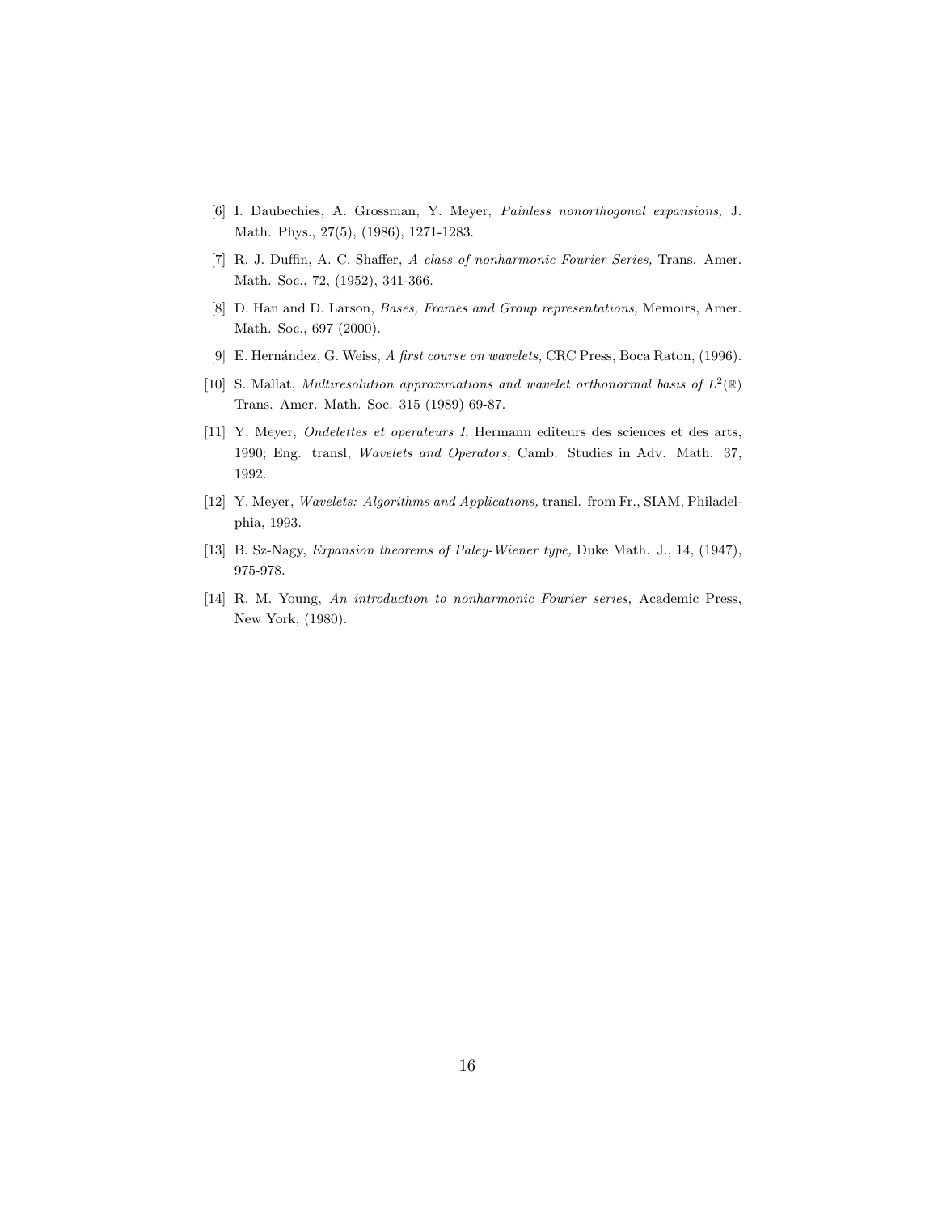[6] I. Daubechies, A. Grossman, Y. Meyer, *Painless nonorthogonal expansions,* J. Math. Phys., 27(5), (1986), 1271-1283.

[7] R. J. Duffin, A. C. Shaffer, *A class of nonharmonic Fourier Series,* Trans. Amer. Math. Soc., 72, (1952), 341-366.

[8] D. Han and D. Larson, *Bases, Frames and Group representations,* Memoirs, Amer. Math. Soc., 697 (2000).

[9] E. Hernández, G. Weiss, *A first course on wavelets,* CRC Press, Boca Raton, (1996).

[10] S. Mallat, *Multiresolution approximations and wavelet orthonormal basis of* $L^2(\mathbb{R})$ Trans. Amer. Math. Soc. 315 (1989) 69-87.

[11] Y. Meyer, *Ondelettes et operateurs I*, Hermann editeurs des sciences et des arts, 1990; Eng. transl, *Wavelets and Operators,* Camb. Studies in Adv. Math. 37, 1992.

[12] Y. Meyer, *Wavelets: Algorithms and Applications,* transl. from Fr., SIAM, Philadelphia, 1993.

[13] B. Sz-Nagy, *Expansion theorems of Paley-Wiener type,* Duke Math. J., 14, (1947), 975-978.

[14] R. M. Young, *An introduction to nonharmonic Fourier series,* Academic Press, New York, (1980).